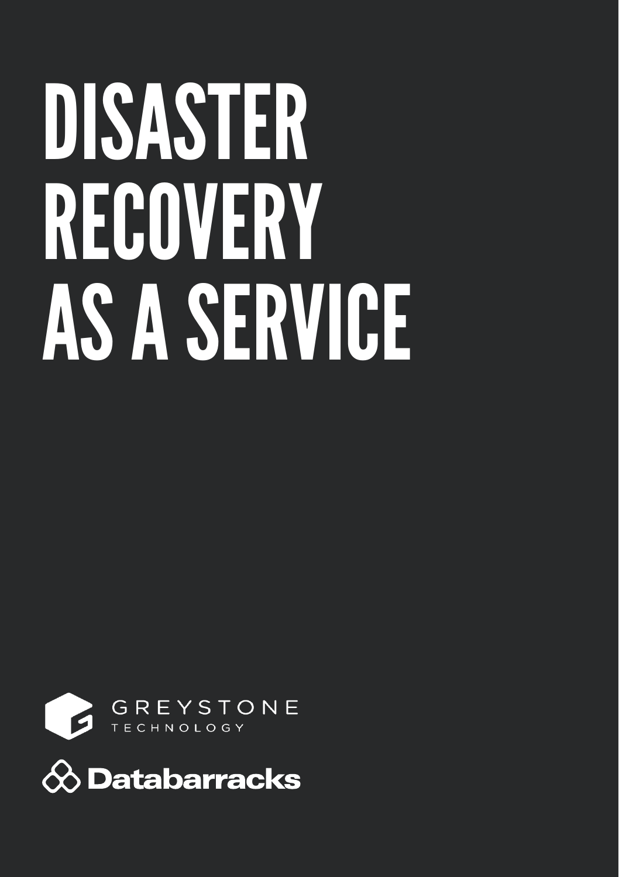# DISASTER RECOVERY AS A SERVICE

GREYSTONE
TECHNOLOGY

Databarracks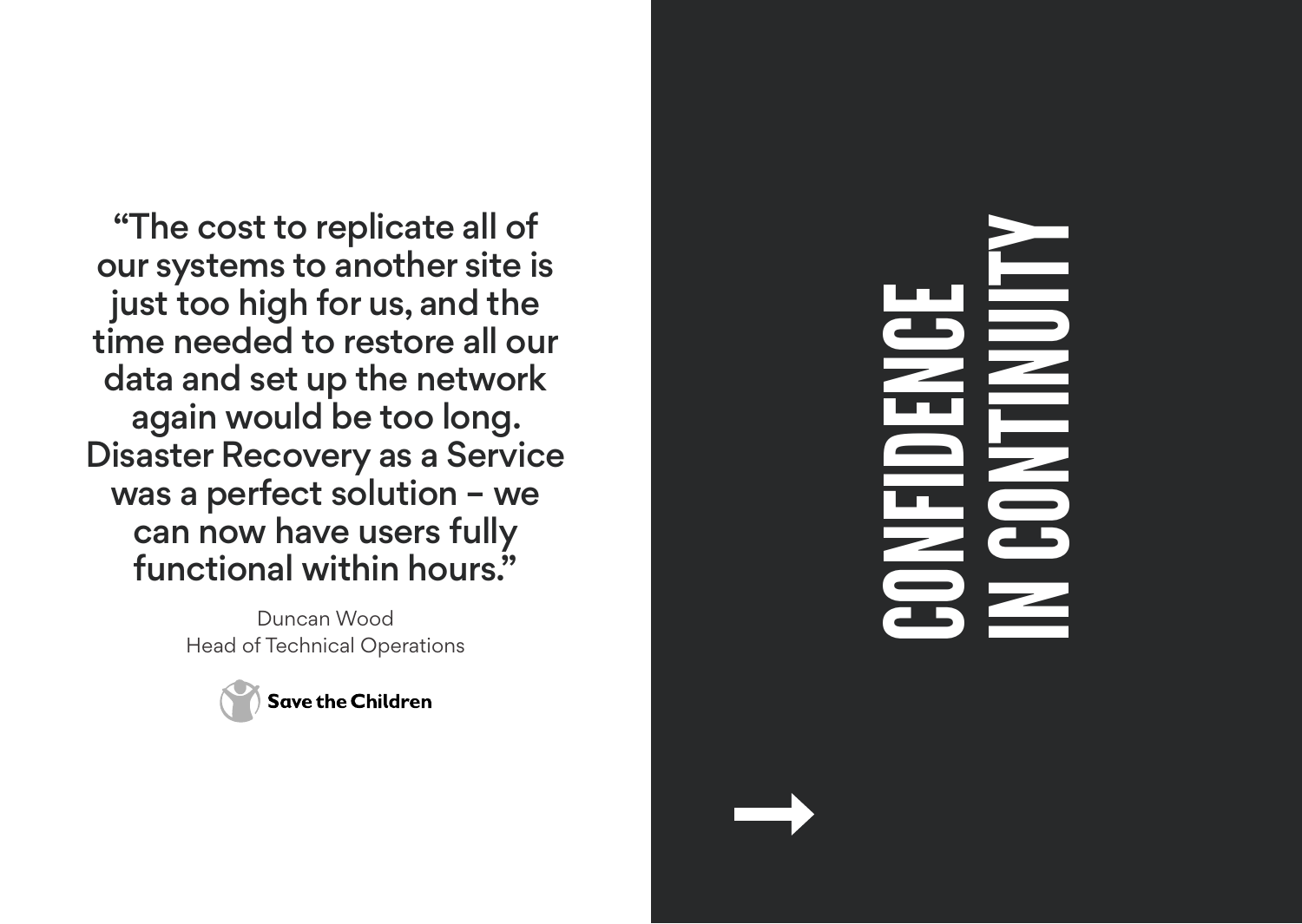# CONFIDENCE IN CONTINUITY

"The cost to replicate all of our systems to another site is just too high for us, and the time needed to restore all our data and set up the network again would be too long. Disaster Recovery as a Service was a perfect solution – we can now have users fully functional within hours."

Duncan Wood
Head of Technical Operations

Save the Children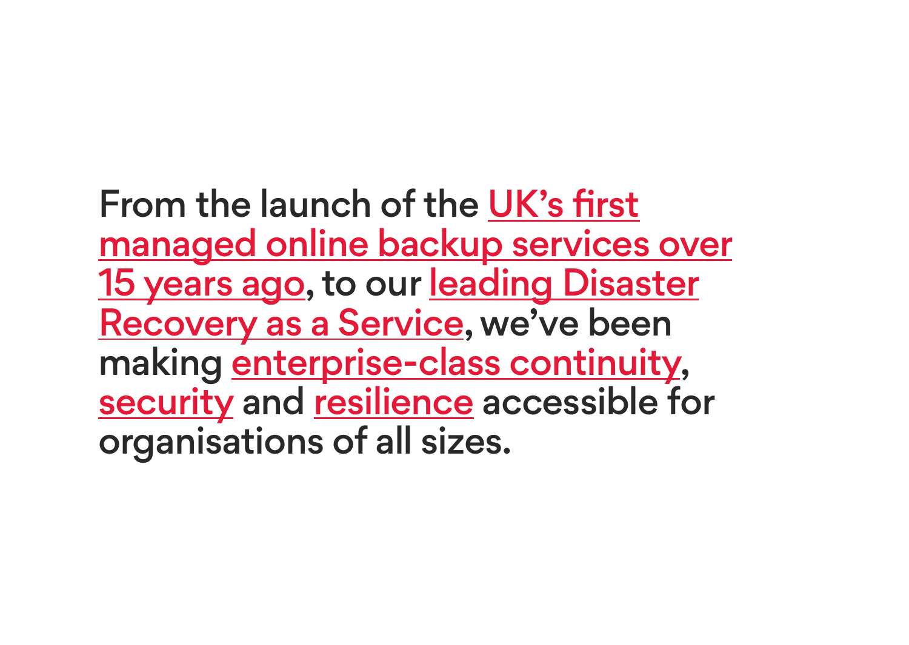From the launch of the UK's first managed online backup services over 15 years ago, to our leading Disaster Recovery as a Service, we've been making enterprise-class continuity, security and resilience accessible for organisations of all sizes.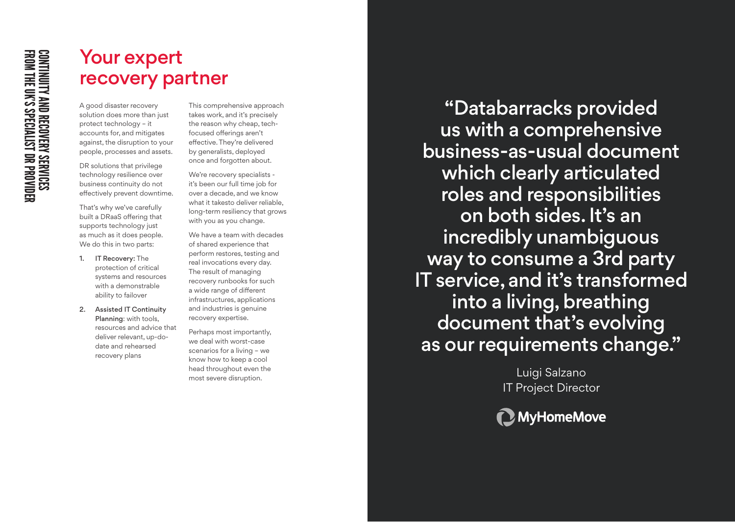CONTINUITY AND RECOVERY SERVICES FROM THE UK'S SPECIALIST DR PROVIDER

# Your expert recovery partner

A good disaster recovery solution does more than just protect technology – it accounts for, and mitigates against, the disruption to your people, processes and assets.

DR solutions that privilege technology resilience over business continuity do not effectively prevent downtime.

That's why we've carefully built a DRaaS offering that supports technology just as much as it does people. We do this in two parts:

1. **IT Recovery:** The protection of critical systems and resources with a demonstrable ability to failover
2. **Assisted IT Continuity Planning**: with tools, resources and advice that deliver relevant, up-do-date and rehearsed recovery plans

This comprehensive approach takes work, and it's precisely the reason why cheap, tech-focused offerings aren't effective. They're delivered by generalists, deployed once and forgotten about.

We're recovery specialists - it's been our full time job for over a decade, and we know what it takesto deliver reliable, long-term resiliency that grows with you as you change.

We have a team with decades of shared experience that perform restores, testing and real invocations every day. The result of managing recovery runbooks for such a wide range of different infrastructures, applications and industries is genuine recovery expertise.

Perhaps most importantly, we deal with worst-case scenarios for a living – we know how to keep a cool head throughout even the most severe disruption.

> "Databarracks provided us with a comprehensive business-as-usual document which clearly articulated roles and responsibilities on both sides. It's an incredibly unambiguous way to consume a 3rd party IT service, and it's transformed into a living, breathing document that's evolving as our requirements change."

Luigi Salzano
IT Project Director

MyHomeMove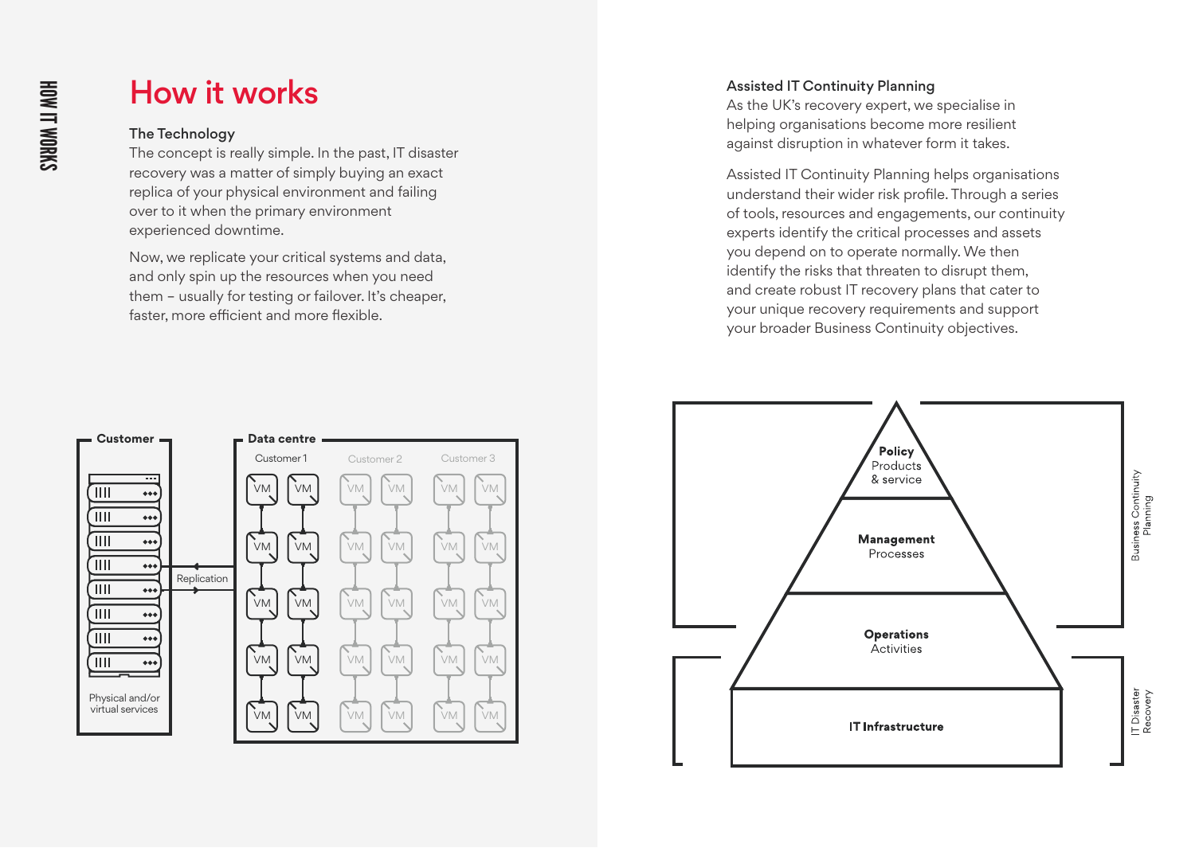# How it works

### The Technology

The concept is really simple. In the past, IT disaster recovery was a matter of simply buying an exact replica of your physical environment and failing over to it when the primary environment experienced downtime.

Now, we replicate your critical systems and data, and only spin up the resources when you need them – usually for testing or failover. It's cheaper, faster, more efficient and more flexible.

**Customer**

Physical and/or virtual services

Replication

**Data centre**

Customer 1 | Customer 2 | Customer 3

### Assisted IT Continuity Planning

As the UK's recovery expert, we specialise in helping organisations become more resilient against disruption in whatever form it takes.

Assisted IT Continuity Planning helps organisations understand their wider risk profile. Through a series of tools, resources and engagements, our continuity experts identify the critical processes and assets you depend on to operate normally. We then identify the risks that threaten to disrupt them, and create robust IT recovery plans that cater to your unique recovery requirements and support your broader Business Continuity objectives.

**Policy**
Products & service

**Management**
Processes

**Operations**
Activities

**IT Infrastructure**

Business Continuity Planning

IT Disaster Recovery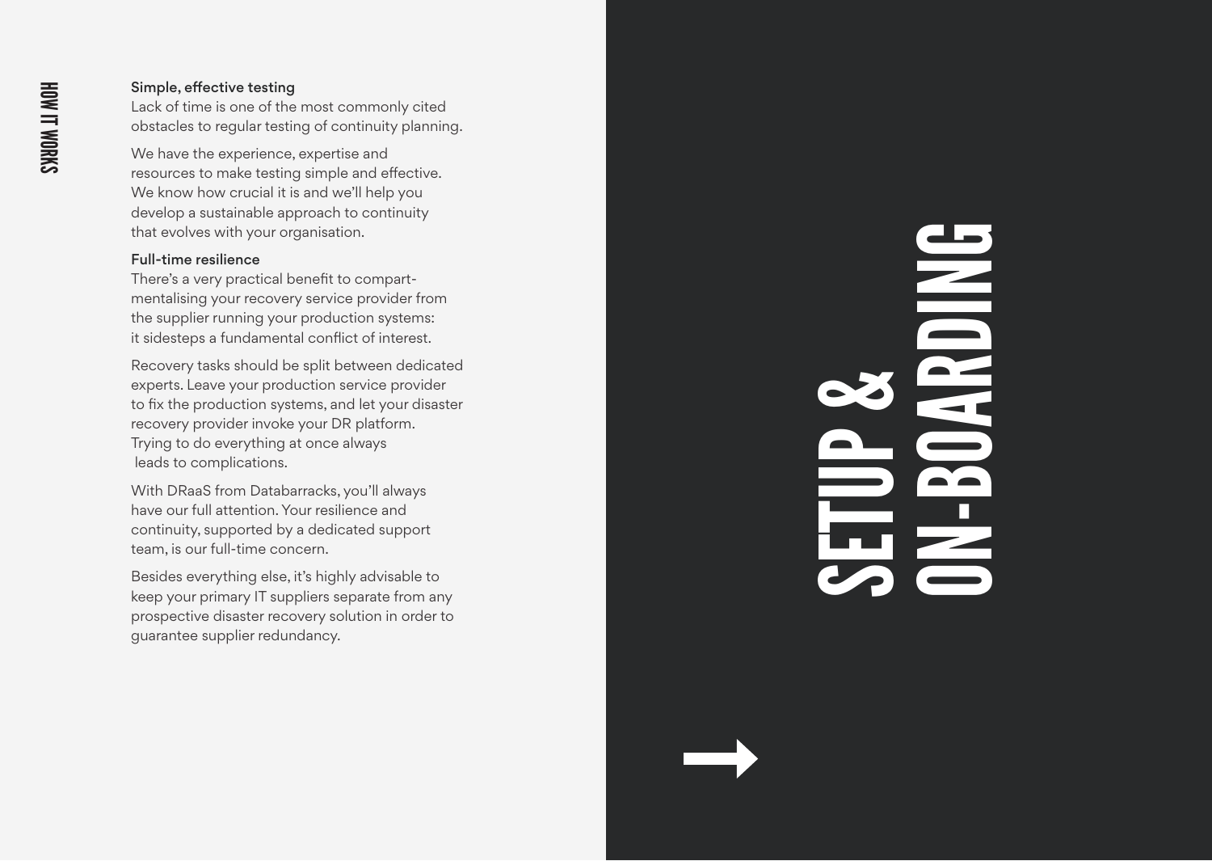### Simple, effective testing

Lack of time is one of the most commonly cited obstacles to regular testing of continuity planning.

We have the experience, expertise and resources to make testing simple and effective. We know how crucial it is and we'll help you develop a sustainable approach to continuity that evolves with your organisation.

### Full-time resilience

There's a very practical benefit to compartmentalising your recovery service provider from the supplier running your production systems: it sidesteps a fundamental conflict of interest.

Recovery tasks should be split between dedicated experts. Leave your production service provider to fix the production systems, and let your disaster recovery provider invoke your DR platform. Trying to do everything at once always leads to complications.

With DRaaS from Databarracks, you'll always have our full attention. Your resilience and continuity, supported by a dedicated support team, is our full-time concern.

Besides everything else, it's highly advisable to keep your primary IT suppliers separate from any prospective disaster recovery solution in order to guarantee supplier redundancy.

# SETUP & ON-BOARDING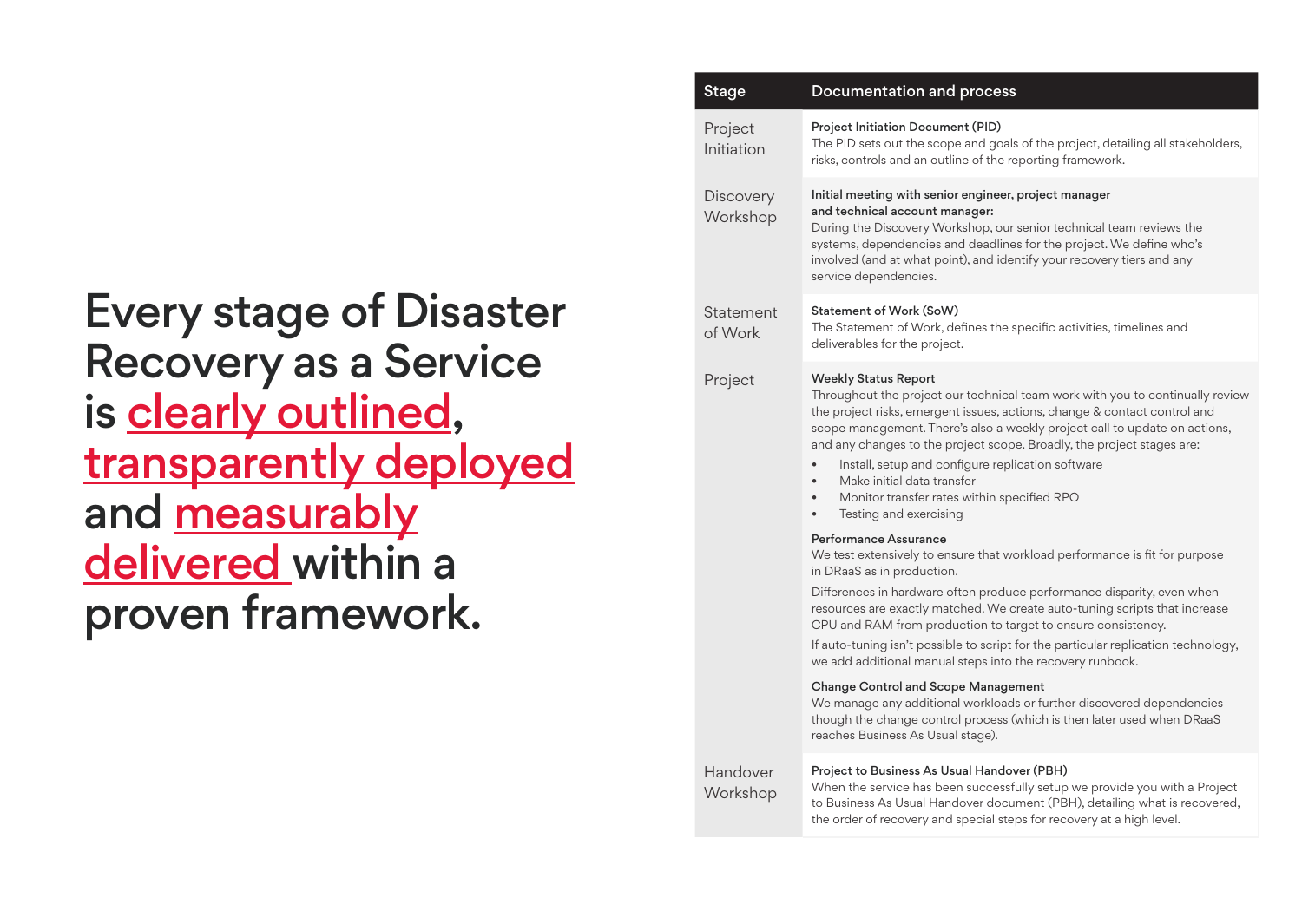# Every stage of Disaster Recovery as a Service is clearly outlined, transparently deployed and measurably delivered within a proven framework.

| Stage | Documentation and process |
| --- | --- |
| Project Initiation | **Project Initiation Document (PID)**<br>The PID sets out the scope and goals of the project, detailing all stakeholders, risks, controls and an outline of the reporting framework. |
| Discovery Workshop | **Initial meeting with senior engineer, project manager and technical account manager:**<br>During the Discovery Workshop, our senior technical team reviews the systems, dependencies and deadlines for the project. We define who's involved (and at what point), and identify your recovery tiers and any service dependencies. |
| Statement of Work | **Statement of Work (SoW)**<br>The Statement of Work, defines the specific activities, timelines and deliverables for the project. |
| Project | **Weekly Status Report**<br>Throughout the project our technical team work with you to continually review the project risks, emergent issues, actions, change & contact control and scope management. There's also a weekly project call to update on actions, and any changes to the project scope. Broadly, the project stages are:<br>• Install, setup and configure replication software<br>• Make initial data transfer<br>• Monitor transfer rates within specified RPO<br>• Testing and exercising<br><br>**Performance Assurance**<br>We test extensively to ensure that workload performance is fit for purpose in DRaaS as in production.<br><br>Differences in hardware often produce performance disparity, even when resources are exactly matched. We create auto-tuning scripts that increase CPU and RAM from production to target to ensure consistency.<br><br>If auto-tuning isn't possible to script for the particular replication technology, we add additional manual steps into the recovery runbook.<br><br>**Change Control and Scope Management**<br>We manage any additional workloads or further discovered dependencies though the change control process (which is then later used when DRaaS reaches Business As Usual stage). |
| Handover Workshop | **Project to Business As Usual Handover (PBH)**<br>When the service has been successfully setup we provide you with a Project to Business As Usual Handover document (PBH), detailing what is recovered, the order of recovery and special steps for recovery at a high level. |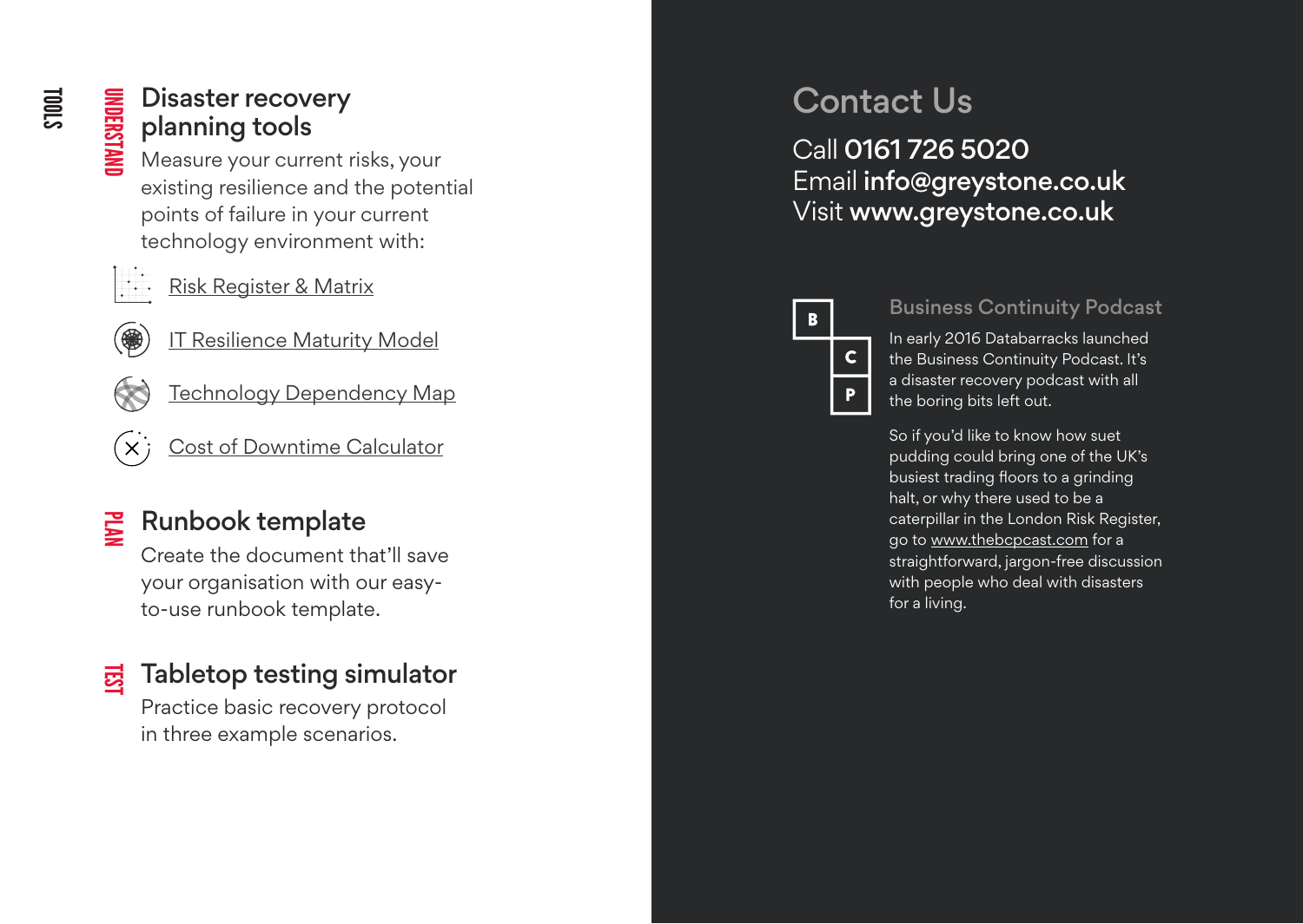# TOOLS

## UNDERSTAND

### Disaster recovery planning tools

Measure your current risks, your existing resilience and the potential points of failure in your current technology environment with:

- Risk Register & Matrix
- IT Resilience Maturity Model
- Technology Dependency Map
- Cost of Downtime Calculator

## PLAN

### Runbook template

Create the document that'll save your organisation with our easy-to-use runbook template.

## TEST

### Tabletop testing simulator

Practice basic recovery protocol in three example scenarios.

# Contact Us

Call **0161 726 5020**
Email **info@greystone.co.uk**
Visit **www.greystone.co.uk**

B C P

## Business Continuity Podcast

In early 2016 Databarracks launched the Business Continuity Podcast. It's a disaster recovery podcast with all the boring bits left out.

So if you'd like to know how suet pudding could bring one of the UK's busiest trading floors to a grinding halt, or why there used to be a caterpillar in the London Risk Register, go to www.thebcpcast.com for a straightforward, jargon-free discussion with people who deal with disasters for a living.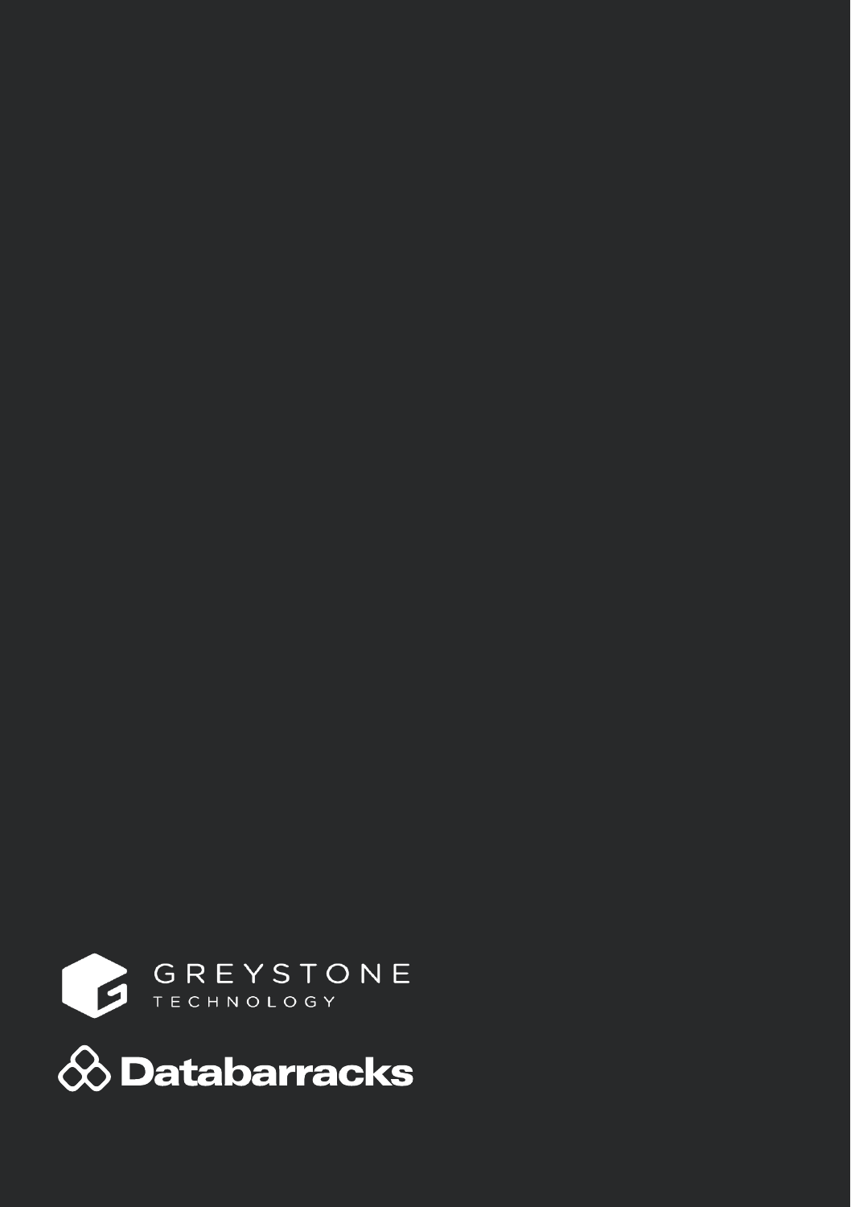GREYSTONE
TECHNOLOGY

Databarracks